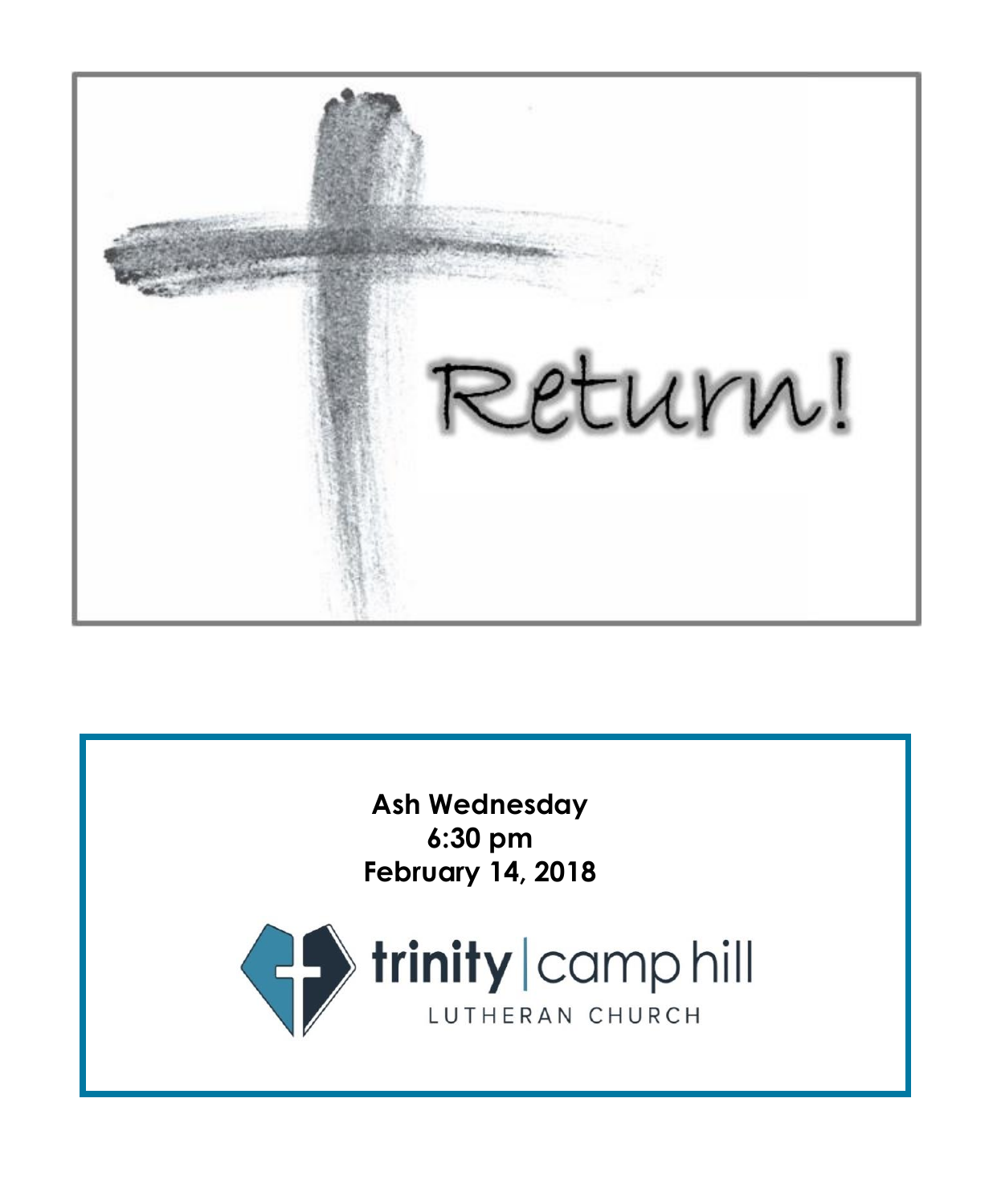Return!

**Ash Wednesday**
**6:30 pm**
**February 14, 2018**

trinity | camp hill
LUTHERAN CHURCH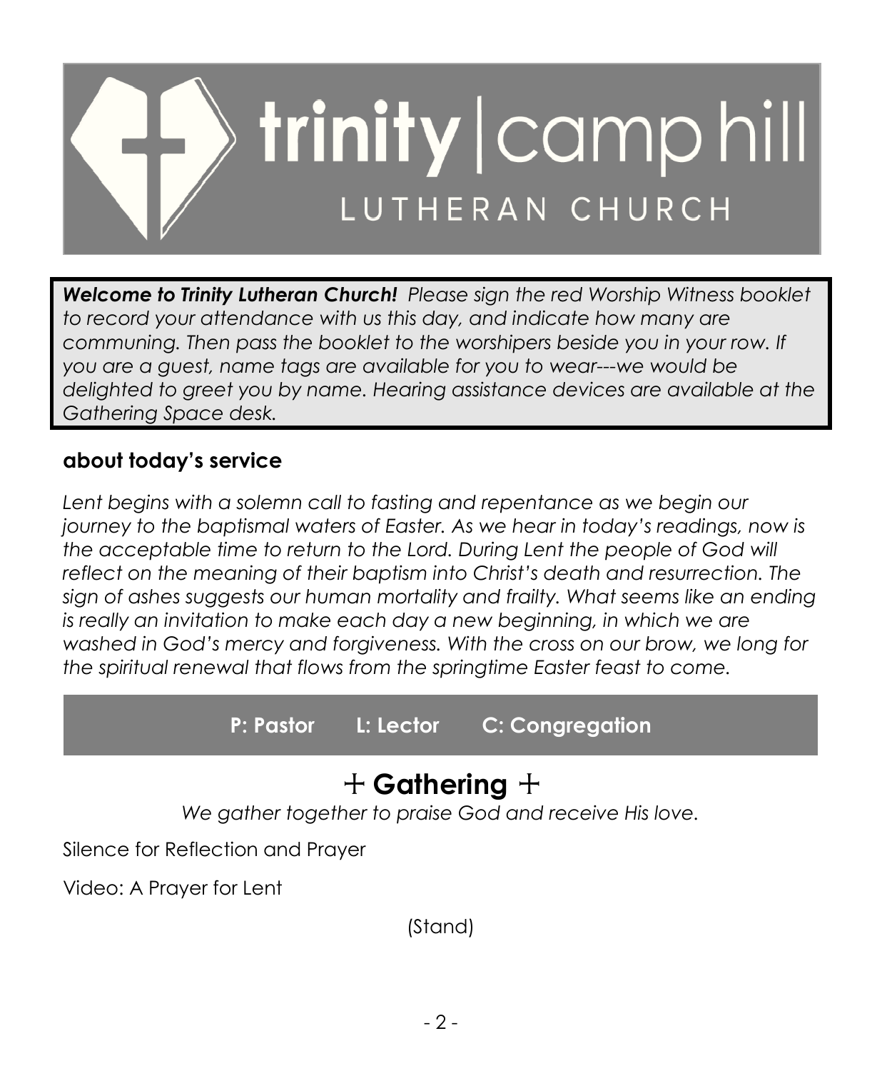# trinity | camp hill

LUTHERAN CHURCH

***Welcome to Trinity Lutheran Church!*** *Please sign the red Worship Witness booklet to record your attendance with us this day, and indicate how many are communing. Then pass the booklet to the worshipers beside you in your row. If you are a guest, name tags are available for you to wear---we would be delighted to greet you by name. Hearing assistance devices are available at the Gathering Space desk.*

## about today's service

*Lent begins with a solemn call to fasting and repentance as we begin our journey to the baptismal waters of Easter. As we hear in today's readings, now is the acceptable time to return to the Lord. During Lent the people of God will reflect on the meaning of their baptism into Christ's death and resurrection. The sign of ashes suggests our human mortality and frailty. What seems like an ending is really an invitation to make each day a new beginning, in which we are washed in God's mercy and forgiveness. With the cross on our brow, we long for the spiritual renewal that flows from the springtime Easter feast to come.*

**P: Pastor  L: Lector  C: Congregation**

## ✝ Gathering ✝

*We gather together to praise God and receive His love.*

Silence for Reflection and Prayer

Video: A Prayer for Lent

(Stand)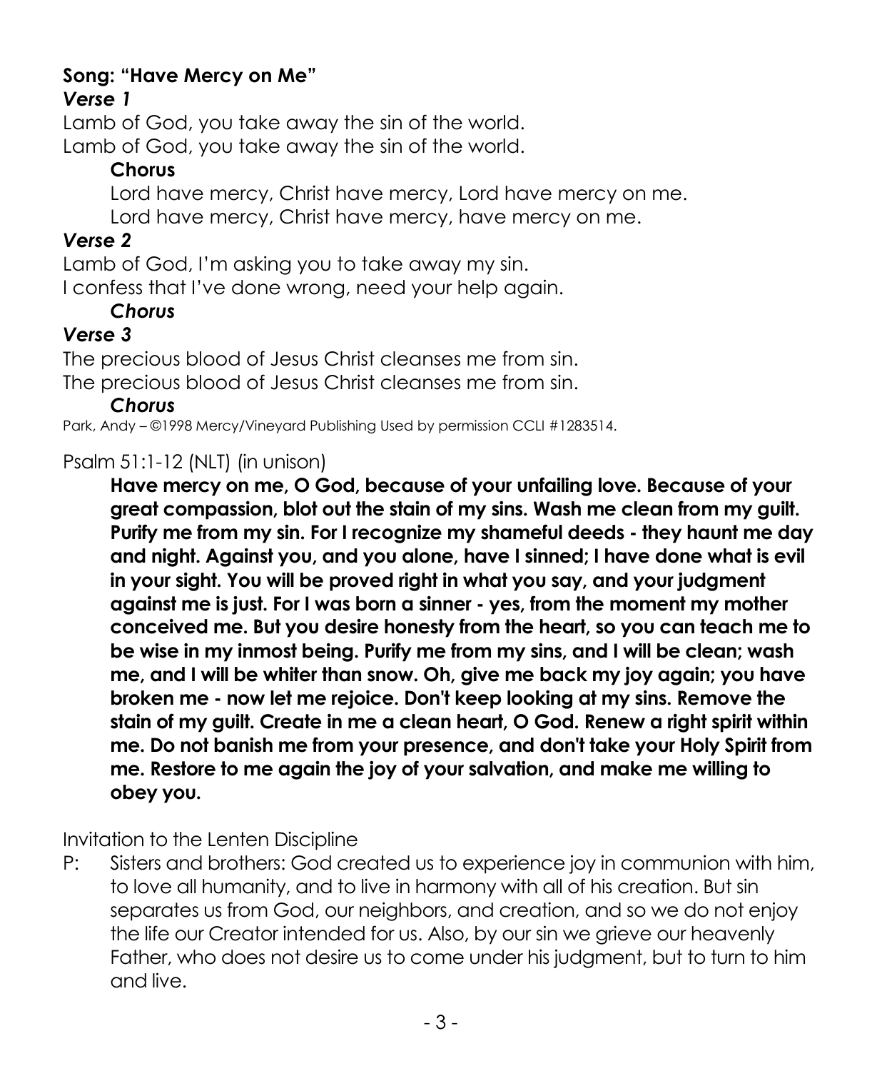**Song: "Have Mercy on Me"**

***Verse 1***

Lamb of God, you take away the sin of the world.
Lamb of God, you take away the sin of the world.

**Chorus**

Lord have mercy, Christ have mercy, Lord have mercy on me.
Lord have mercy, Christ have mercy, have mercy on me.

***Verse 2***

Lamb of God, I'm asking you to take away my sin.
I confess that I've done wrong, need your help again.

***Chorus***

***Verse 3***

The precious blood of Jesus Christ cleanses me from sin.
The precious blood of Jesus Christ cleanses me from sin.

***Chorus***

Park, Andy – ©1998 Mercy/Vineyard Publishing Used by permission CCLI #1283514.

Psalm 51:1-12 (NLT) (in unison)

**Have mercy on me, O God, because of your unfailing love. Because of your great compassion, blot out the stain of my sins. Wash me clean from my guilt. Purify me from my sin. For I recognize my shameful deeds - they haunt me day and night. Against you, and you alone, have I sinned; I have done what is evil in your sight. You will be proved right in what you say, and your judgment against me is just. For I was born a sinner - yes, from the moment my mother conceived me. But you desire honesty from the heart, so you can teach me to be wise in my inmost being. Purify me from my sins, and I will be clean; wash me, and I will be whiter than snow. Oh, give me back my joy again; you have broken me - now let me rejoice. Don't keep looking at my sins. Remove the stain of my guilt. Create in me a clean heart, O God. Renew a right spirit within me. Do not banish me from your presence, and don't take your Holy Spirit from me. Restore to me again the joy of your salvation, and make me willing to obey you.**

Invitation to the Lenten Discipline

P: Sisters and brothers: God created us to experience joy in communion with him, to love all humanity, and to live in harmony with all of his creation. But sin separates us from God, our neighbors, and creation, and so we do not enjoy the life our Creator intended for us. Also, by our sin we grieve our heavenly Father, who does not desire us to come under his judgment, but to turn to him and live.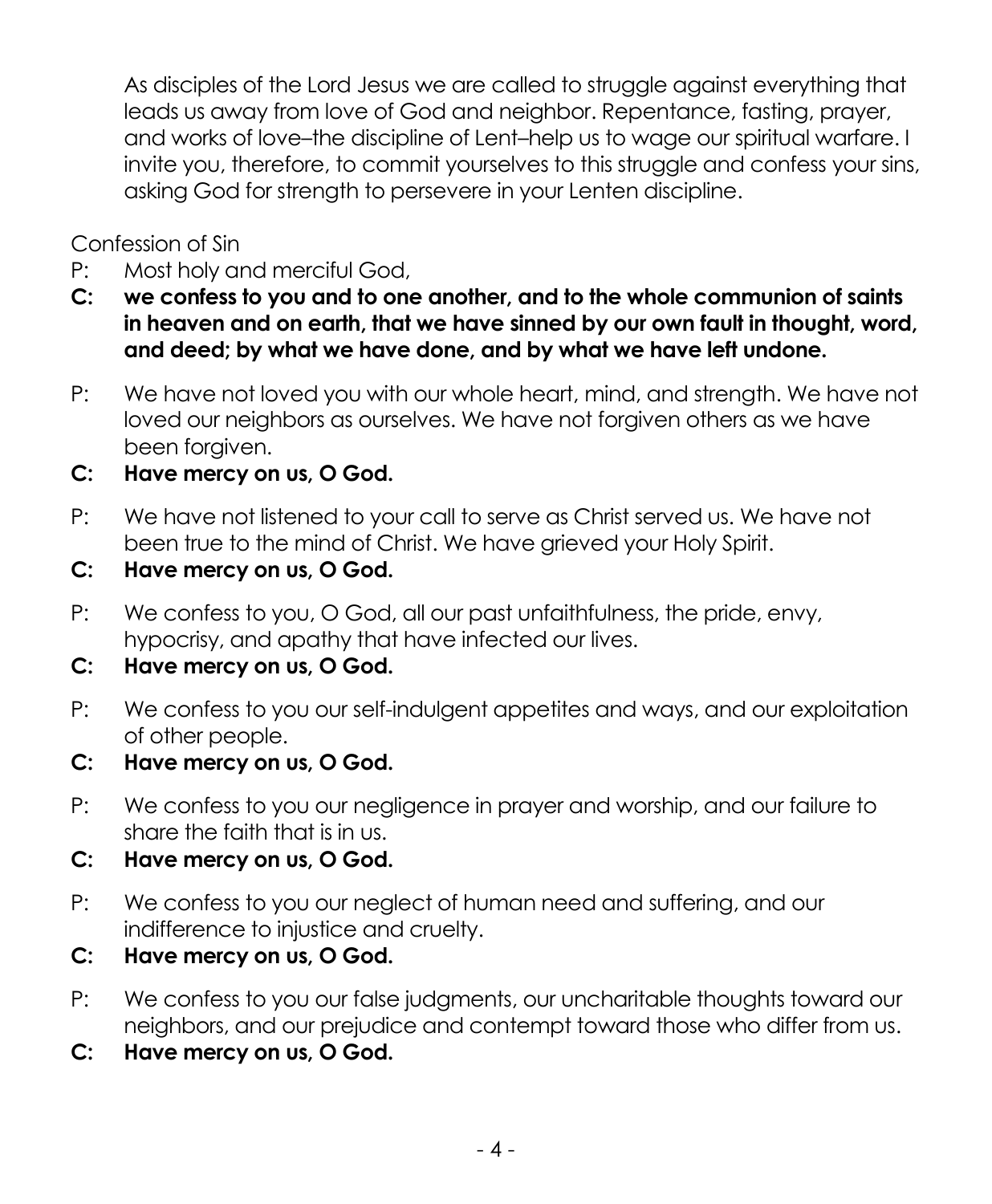As disciples of the Lord Jesus we are called to struggle against everything that leads us away from love of God and neighbor. Repentance, fasting, prayer, and works of love–the discipline of Lent–help us to wage our spiritual warfare. I invite you, therefore, to commit yourselves to this struggle and confess your sins, asking God for strength to persevere in your Lenten discipline.

Confession of Sin

P: Most holy and merciful God,

**C: we confess to you and to one another, and to the whole communion of saints in heaven and on earth, that we have sinned by our own fault in thought, word, and deed; by what we have done, and by what we have left undone.**

P: We have not loved you with our whole heart, mind, and strength. We have not loved our neighbors as ourselves. We have not forgiven others as we have been forgiven.

**C: Have mercy on us, O God.**

P: We have not listened to your call to serve as Christ served us. We have not been true to the mind of Christ. We have grieved your Holy Spirit.

**C: Have mercy on us, O God.**

P: We confess to you, O God, all our past unfaithfulness, the pride, envy, hypocrisy, and apathy that have infected our lives.

**C: Have mercy on us, O God.**

P: We confess to you our self-indulgent appetites and ways, and our exploitation of other people.

**C: Have mercy on us, O God.**

P: We confess to you our negligence in prayer and worship, and our failure to share the faith that is in us.

**C: Have mercy on us, O God.**

P: We confess to you our neglect of human need and suffering, and our indifference to injustice and cruelty.

**C: Have mercy on us, O God.**

P: We confess to you our false judgments, our uncharitable thoughts toward our neighbors, and our prejudice and contempt toward those who differ from us.

**C: Have mercy on us, O God.**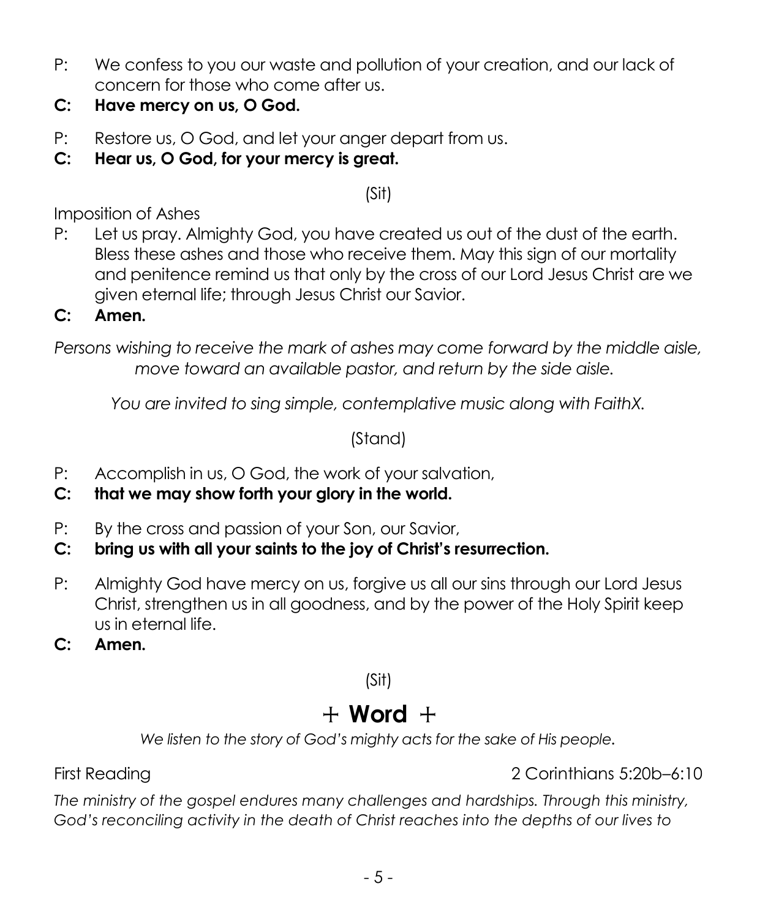P: We confess to you our waste and pollution of your creation, and our lack of concern for those who come after us.

**C: Have mercy on us, O God.**

P: Restore us, O God, and let your anger depart from us.

**C: Hear us, O God, for your mercy is great.**

(Sit)

Imposition of Ashes

P: Let us pray. Almighty God, you have created us out of the dust of the earth. Bless these ashes and those who receive them. May this sign of our mortality and penitence remind us that only by the cross of our Lord Jesus Christ are we given eternal life; through Jesus Christ our Savior.

**C: Amen.**

*Persons wishing to receive the mark of ashes may come forward by the middle aisle, move toward an available pastor, and return by the side aisle.*

*You are invited to sing simple, contemplative music along with FaithX.*

(Stand)

P: Accomplish in us, O God, the work of your salvation,

**C: that we may show forth your glory in the world.**

P: By the cross and passion of your Son, our Savior,

**C: bring us with all your saints to the joy of Christ's resurrection.**

P: Almighty God have mercy on us, forgive us all our sins through our Lord Jesus Christ, strengthen us in all goodness, and by the power of the Holy Spirit keep us in eternal life.

**C: Amen.**

(Sit)

# + Word +

*We listen to the story of God's mighty acts for the sake of His people.*

First Reading — 2 Corinthians 5:20b–6:10

*The ministry of the gospel endures many challenges and hardships. Through this ministry, God's reconciling activity in the death of Christ reaches into the depths of our lives to*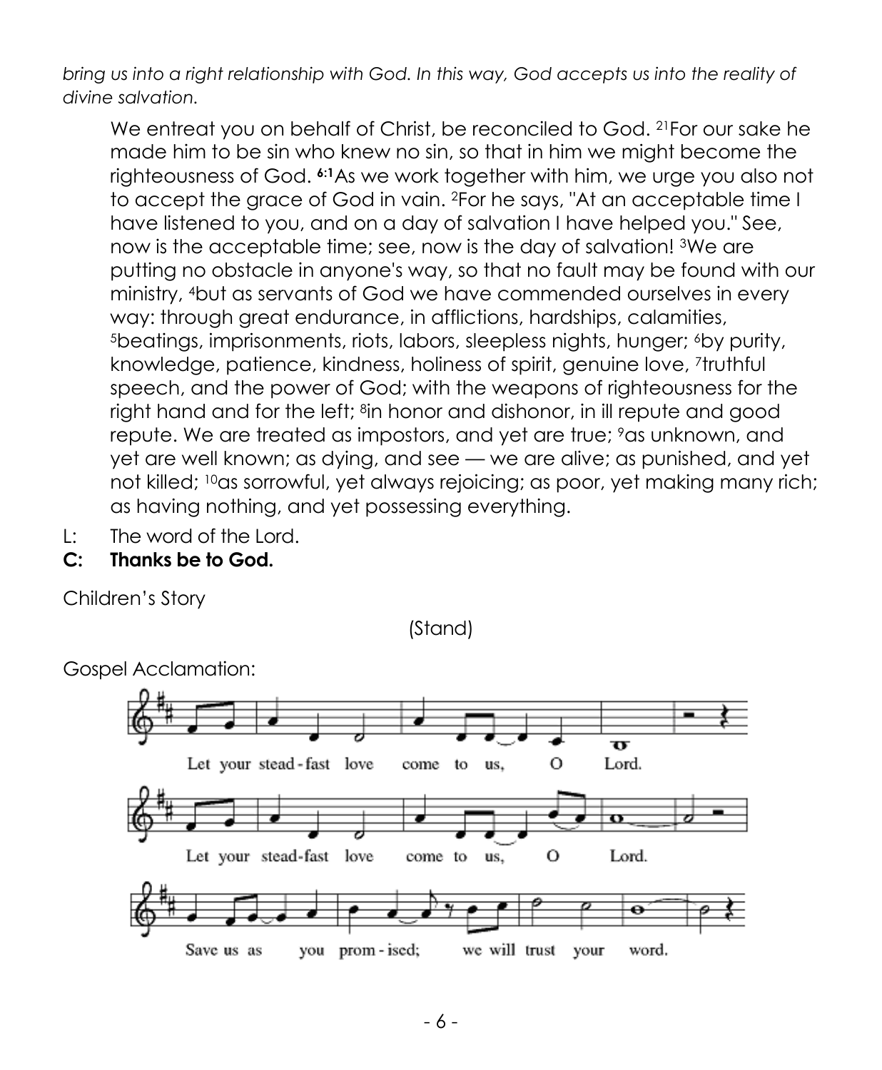*bring us into a right relationship with God. In this way, God accepts us into the reality of divine salvation.*

> We entreat you on behalf of Christ, be reconciled to God. [21]For our sake he made him to be sin who knew no sin, so that in him we might become the righteousness of God. **[6:1]**As we work together with him, we urge you also not to accept the grace of God in vain. [2]For he says, "At an acceptable time I have listened to you, and on a day of salvation I have helped you." See, now is the acceptable time; see, now is the day of salvation! [3]We are putting no obstacle in anyone's way, so that no fault may be found with our ministry, [4]but as servants of God we have commended ourselves in every way: through great endurance, in afflictions, hardships, calamities, [5]beatings, imprisonments, riots, labors, sleepless nights, hunger; [6]by purity, knowledge, patience, kindness, holiness of spirit, genuine love, [7]truthful speech, and the power of God; with the weapons of righteousness for the right hand and for the left; [8]in honor and dishonor, in ill repute and good repute. We are treated as impostors, and yet are true; [9]as unknown, and yet are well known; as dying, and see — we are alive; as punished, and yet not killed; [10]as sorrowful, yet always rejoicing; as poor, yet making many rich; as having nothing, and yet possessing everything.

L: The word of the Lord.
**C: Thanks be to God.**

Children's Story

(Stand)

Gospel Acclamation:

Let your stead-fast love come to us, O Lord.
Let your stead-fast love come to us, O Lord.
Save us as you prom-ised; we will trust your word.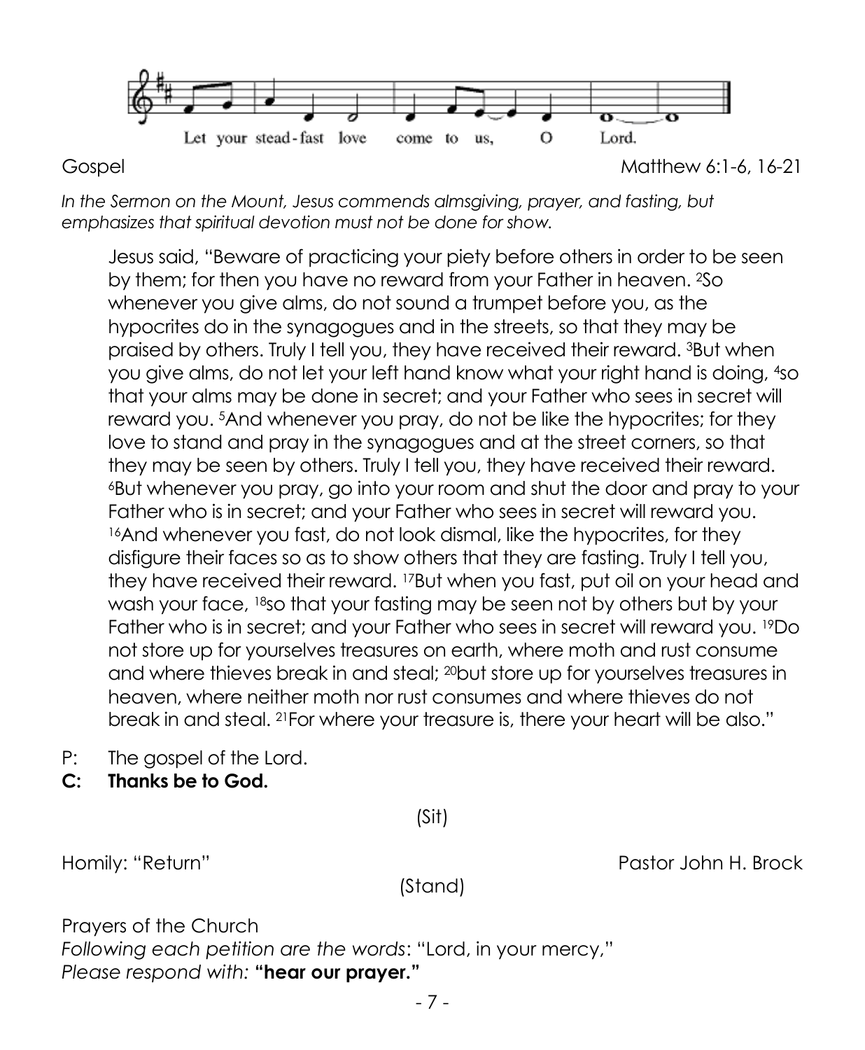Let your stead-fast love come to us, O Lord.

Gospel Matthew 6:1-6, 16-21

*In the Sermon on the Mount, Jesus commends almsgiving, prayer, and fasting, but emphasizes that spiritual devotion must not be done for show.*

Jesus said, "Beware of practicing your piety before others in order to be seen by them; for then you have no reward from your Father in heaven. [2]So whenever you give alms, do not sound a trumpet before you, as the hypocrites do in the synagogues and in the streets, so that they may be praised by others. Truly I tell you, they have received their reward. [3]But when you give alms, do not let your left hand know what your right hand is doing, [4]so that your alms may be done in secret; and your Father who sees in secret will reward you. [5]And whenever you pray, do not be like the hypocrites; for they love to stand and pray in the synagogues and at the street corners, so that they may be seen by others. Truly I tell you, they have received their reward. [6]But whenever you pray, go into your room and shut the door and pray to your Father who is in secret; and your Father who sees in secret will reward you. [16]And whenever you fast, do not look dismal, like the hypocrites, for they disfigure their faces so as to show others that they are fasting. Truly I tell you, they have received their reward. [17]But when you fast, put oil on your head and wash your face, [18]so that your fasting may be seen not by others but by your Father who is in secret; and your Father who sees in secret will reward you. [19]Do not store up for yourselves treasures on earth, where moth and rust consume and where thieves break in and steal; [20]but store up for yourselves treasures in heaven, where neither moth nor rust consumes and where thieves do not break in and steal. [21]For where your treasure is, there your heart will be also."

P: The gospel of the Lord.
**C: Thanks be to God.**

(Sit)

Homily: "Return" Pastor John H. Brock

(Stand)

Prayers of the Church
*Following each petition are the words*: "Lord, in your mercy,"
*Please respond with:* **"hear our prayer."**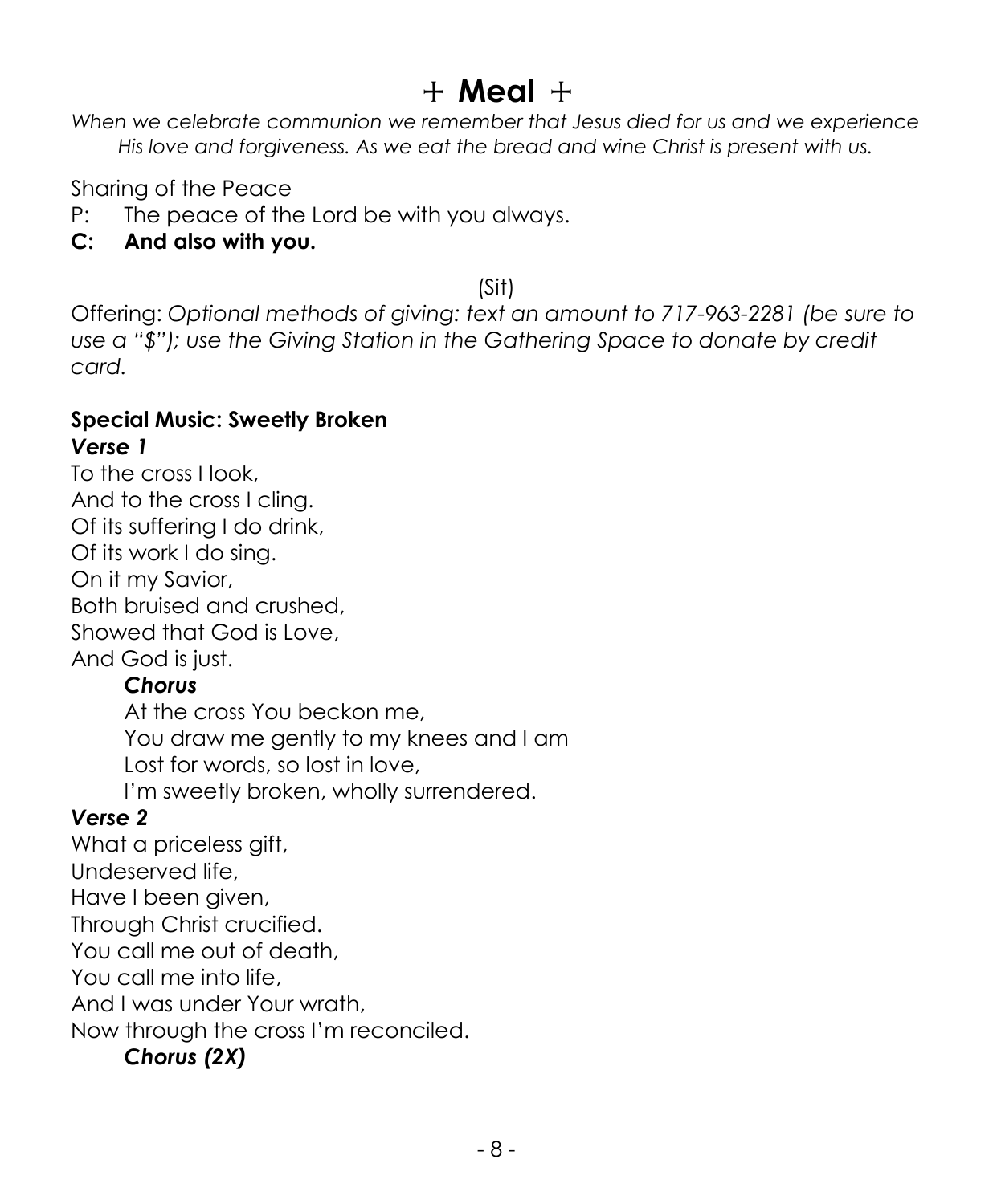# + Meal +

*When we celebrate communion we remember that Jesus died for us and we experience His love and forgiveness. As we eat the bread and wine Christ is present with us.*

Sharing of the Peace

P: The peace of the Lord be with you always.

**C: And also with you.**

(Sit)

Offering: *Optional methods of giving: text an amount to 717-963-2281 (be sure to use a "$"); use the Giving Station in the Gathering Space to donate by credit card.*

**Special Music: Sweetly Broken**

***Verse 1***

To the cross I look,
And to the cross I cling.
Of its suffering I do drink,
Of its work I do sing.
On it my Savior,
Both bruised and crushed,
Showed that God is Love,
And God is just.

***Chorus***

At the cross You beckon me,
You draw me gently to my knees and I am
Lost for words, so lost in love,
I'm sweetly broken, wholly surrendered.

***Verse 2***

What a priceless gift,
Undeserved life,
Have I been given,
Through Christ crucified.
You call me out of death,
You call me into life,
And I was under Your wrath,
Now through the cross I'm reconciled.

***Chorus (2X)***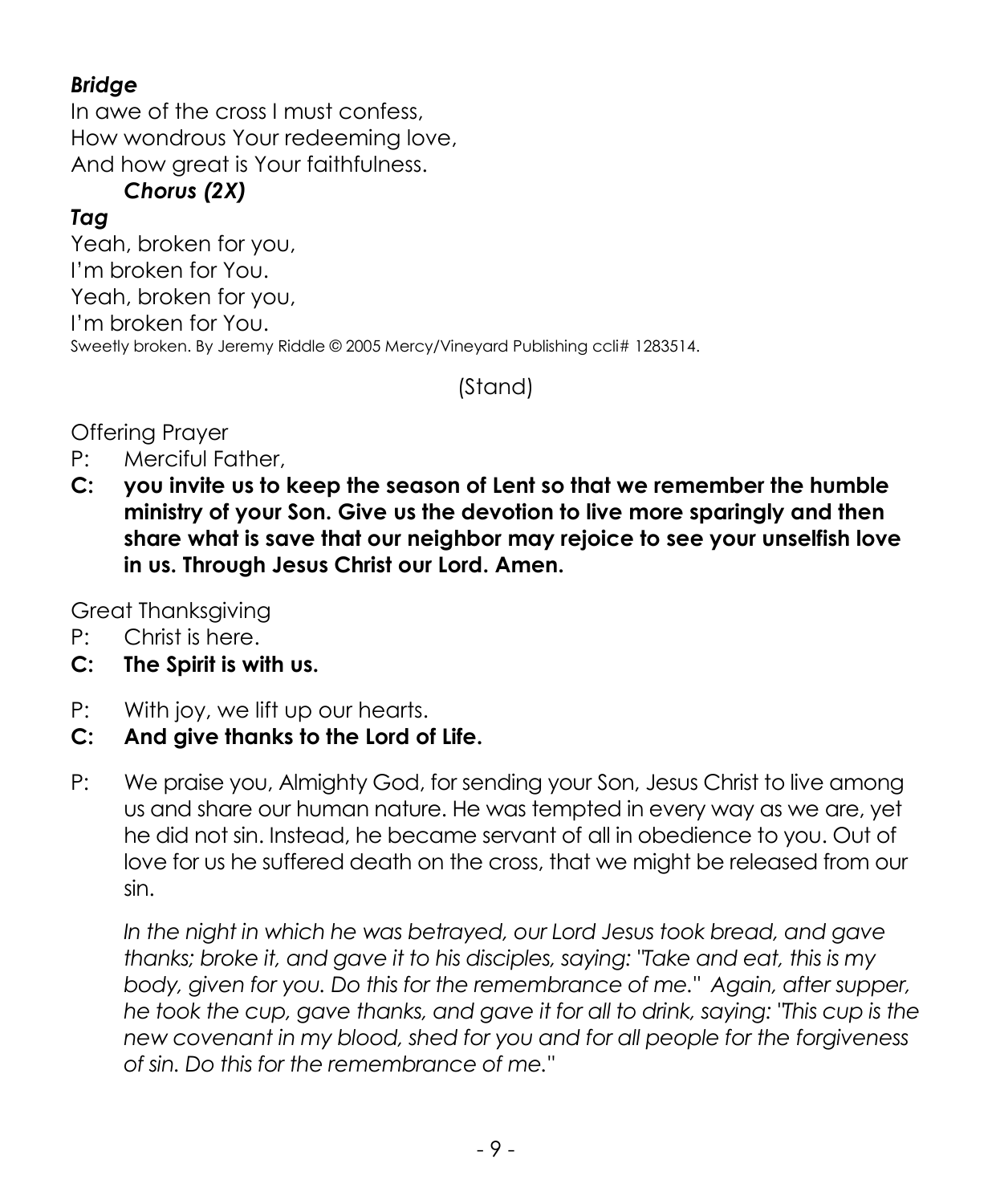***Bridge***
In awe of the cross I must confess,
How wondrous Your redeeming love,
And how great is Your faithfulness.

***Chorus (2X)***

***Tag***
Yeah, broken for you,
I'm broken for You.
Yeah, broken for you,
I'm broken for You.

Sweetly broken. By Jeremy Riddle © 2005 Mercy/Vineyard Publishing ccli# 1283514.

(Stand)

Offering Prayer

P: Merciful Father,

**C: you invite us to keep the season of Lent so that we remember the humble ministry of your Son. Give us the devotion to live more sparingly and then share what is save that our neighbor may rejoice to see your unselfish love in us. Through Jesus Christ our Lord. Amen.**

Great Thanksgiving

P: Christ is here.

**C: The Spirit is with us.**

P: With joy, we lift up our hearts.

**C: And give thanks to the Lord of Life.**

P: We praise you, Almighty God, for sending your Son, Jesus Christ to live among us and share our human nature. He was tempted in every way as we are, yet he did not sin. Instead, he became servant of all in obedience to you. Out of love for us he suffered death on the cross, that we might be released from our sin.

*In the night in which he was betrayed, our Lord Jesus took bread, and gave thanks; broke it, and gave it to his disciples, saying: "Take and eat, this is my body, given for you. Do this for the remembrance of me." Again, after supper, he took the cup, gave thanks, and gave it for all to drink, saying: "This cup is the new covenant in my blood, shed for you and for all people for the forgiveness of sin. Do this for the remembrance of me."*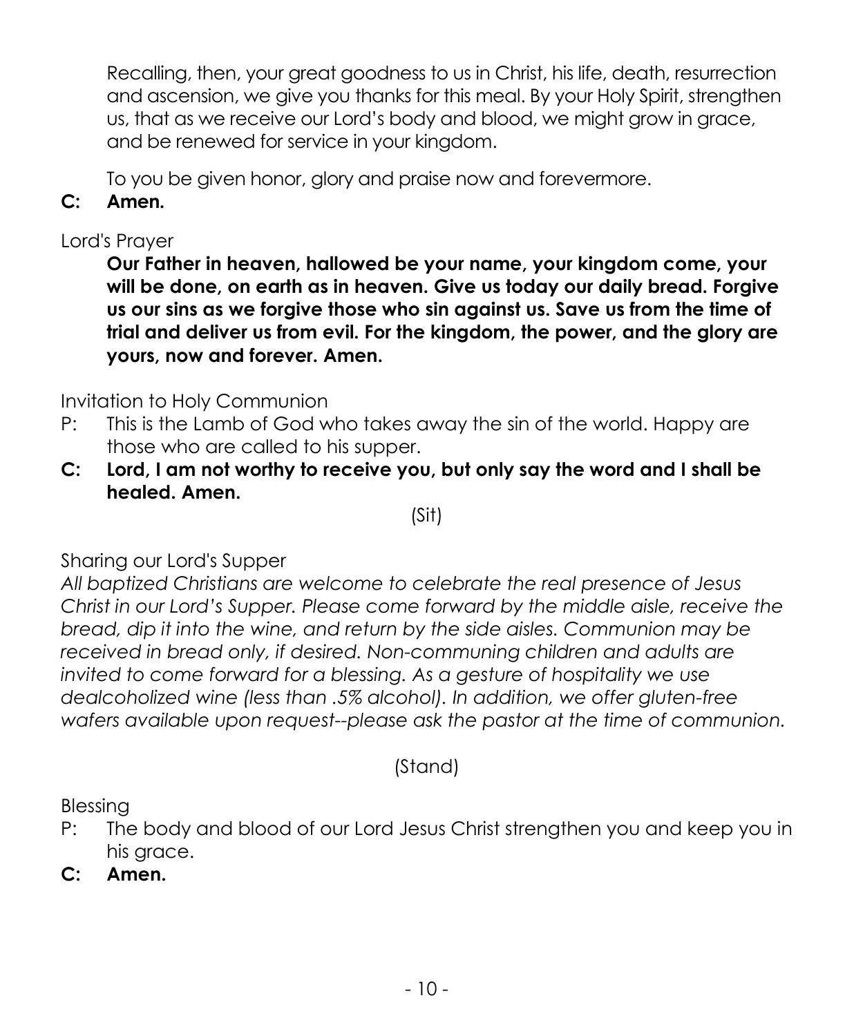Recalling, then, your great goodness to us in Christ, his life, death, resurrection and ascension, we give you thanks for this meal. By your Holy Spirit, strengthen us, that as we receive our Lord's body and blood, we might grow in grace, and be renewed for service in your kingdom.

To you be given honor, glory and praise now and forevermore.

**C: Amen.**

Lord's Prayer

**Our Father in heaven, hallowed be your name, your kingdom come, your will be done, on earth as in heaven. Give us today our daily bread. Forgive us our sins as we forgive those who sin against us. Save us from the time of trial and deliver us from evil. For the kingdom, the power, and the glory are yours, now and forever. Amen.**

Invitation to Holy Communion

P: This is the Lamb of God who takes away the sin of the world. Happy are those who are called to his supper.

**C: Lord, I am not worthy to receive you, but only say the word and I shall be healed. Amen.**

(Sit)

Sharing our Lord's Supper

*All baptized Christians are welcome to celebrate the real presence of Jesus Christ in our Lord's Supper. Please come forward by the middle aisle, receive the bread, dip it into the wine, and return by the side aisles. Communion may be received in bread only, if desired. Non-communing children and adults are invited to come forward for a blessing. As a gesture of hospitality we use dealcoholized wine (less than .5% alcohol). In addition, we offer gluten-free wafers available upon request--please ask the pastor at the time of communion.*

(Stand)

Blessing

P: The body and blood of our Lord Jesus Christ strengthen you and keep you in his grace.

**C: Amen.**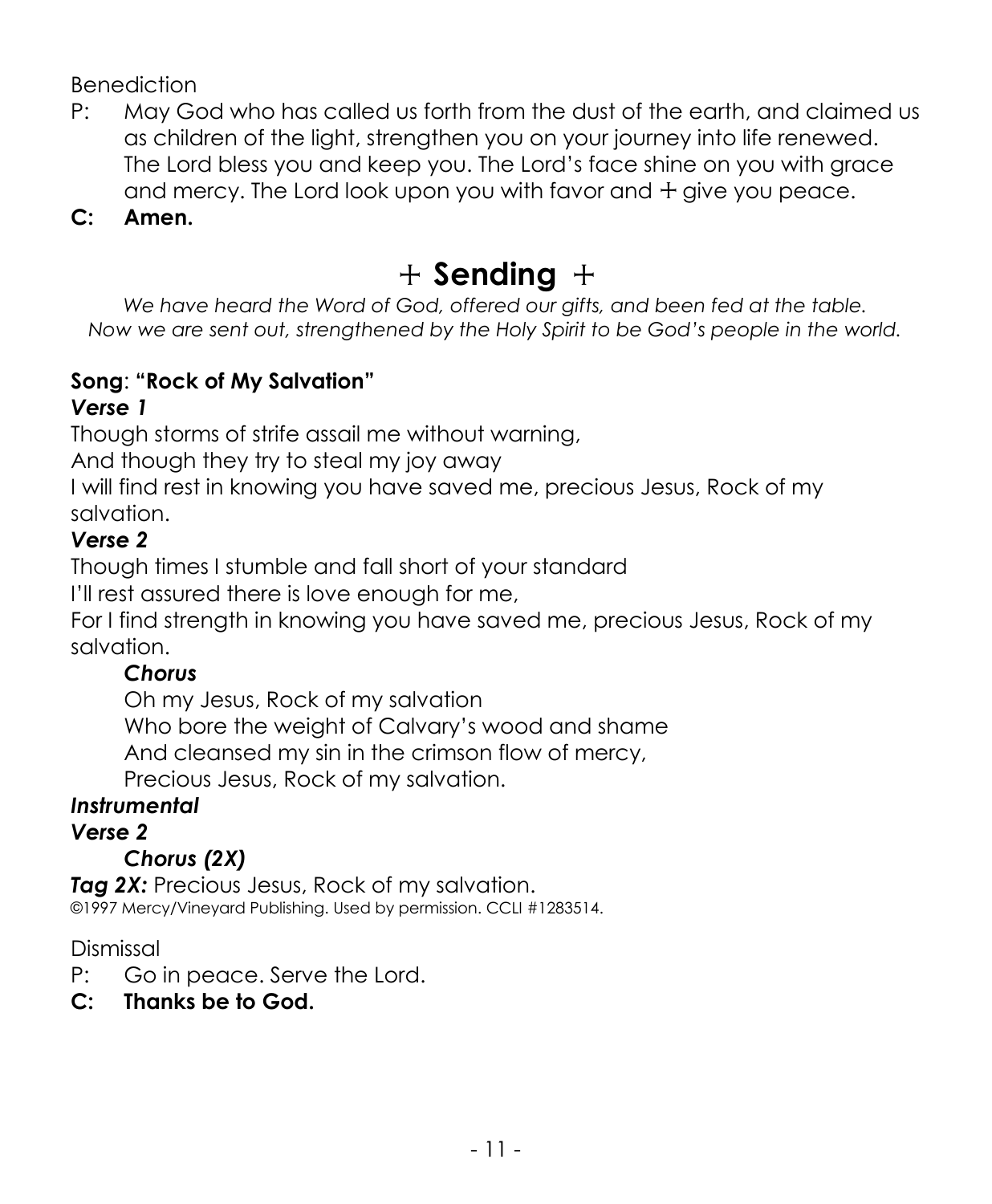Benediction

P: May God who has called us forth from the dust of the earth, and claimed us as children of the light, strengthen you on your journey into life renewed. The Lord bless you and keep you. The Lord's face shine on you with grace and mercy. The Lord look upon you with favor and + give you peace.

**C: Amen.**

# + Sending +

*We have heard the Word of God, offered our gifts, and been fed at the table.*
*Now we are sent out, strengthened by the Holy Spirit to be God's people in the world.*

**Song**: **"Rock of My Salvation"**

***Verse 1***

Though storms of strife assail me without warning,
And though they try to steal my joy away
I will find rest in knowing you have saved me, precious Jesus, Rock of my salvation.

***Verse 2***

Though times I stumble and fall short of your standard
I'll rest assured there is love enough for me,
For I find strength in knowing you have saved me, precious Jesus, Rock of my salvation.

> ***Chorus***
>
> Oh my Jesus, Rock of my salvation
> Who bore the weight of Calvary's wood and shame
> And cleansed my sin in the crimson flow of mercy,
> Precious Jesus, Rock of my salvation.

***Instrumental***

***Verse 2***

> ***Chorus (2X)***

***Tag 2X:*** Precious Jesus, Rock of my salvation.

©1997 Mercy/Vineyard Publishing. Used by permission. CCLI #1283514.

Dismissal

P: Go in peace. Serve the Lord.

**C: Thanks be to God.**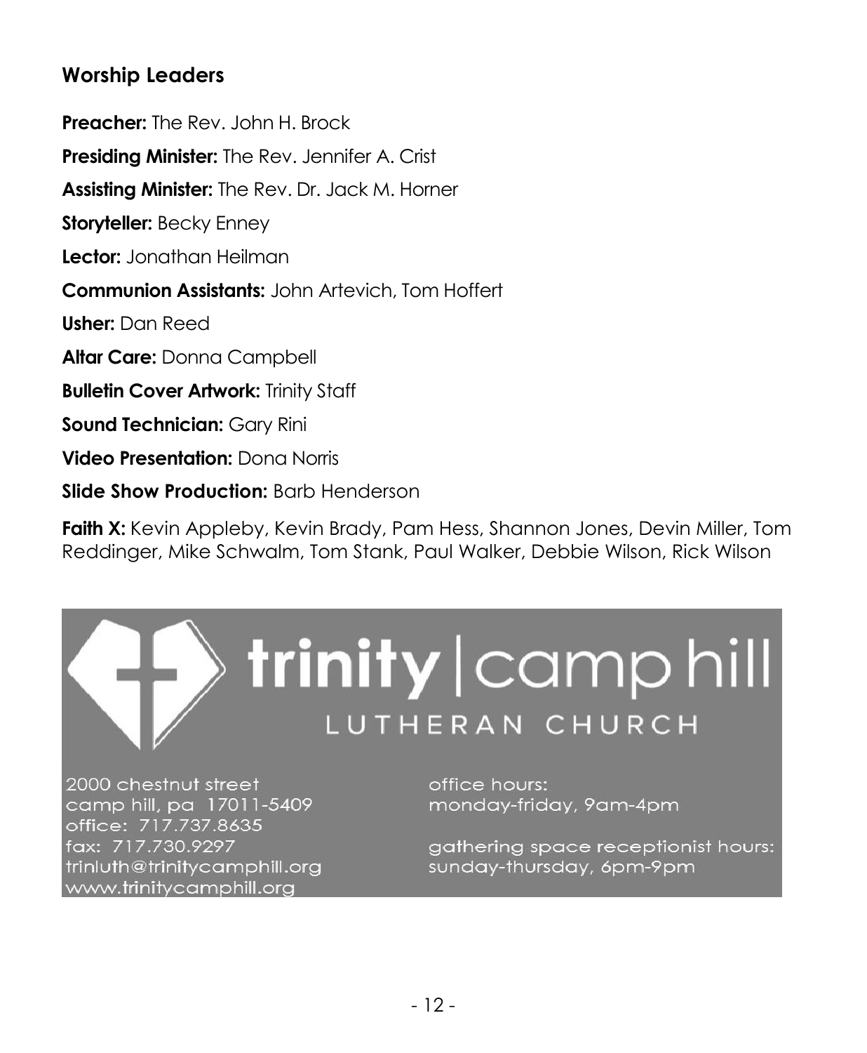## Worship Leaders

**Preacher:** The Rev. John H. Brock

**Presiding Minister:** The Rev. Jennifer A. Crist

**Assisting Minister:** The Rev. Dr. Jack M. Horner

**Storyteller:** Becky Enney

**Lector:** Jonathan Heilman

**Communion Assistants:** John Artevich, Tom Hoffert

**Usher:** Dan Reed

**Altar Care:** Donna Campbell

**Bulletin Cover Artwork:** Trinity Staff

**Sound Technician:** Gary Rini

**Video Presentation:** Dona Norris

**Slide Show Production:** Barb Henderson

**Faith X:** Kevin Appleby, Kevin Brady, Pam Hess, Shannon Jones, Devin Miller, Tom Reddinger, Mike Schwalm, Tom Stank, Paul Walker, Debbie Wilson, Rick Wilson

trinity | camp hill
LUTHERAN CHURCH

2000 chestnut street
camp hill, pa 17011-5409
office: 717.737.8635
fax: 717.730.9297
trinluth@trinitycamphill.org
www.trinitycamphill.org

office hours:
monday-friday, 9am-4pm

gathering space receptionist hours:
sunday-thursday, 6pm-9pm